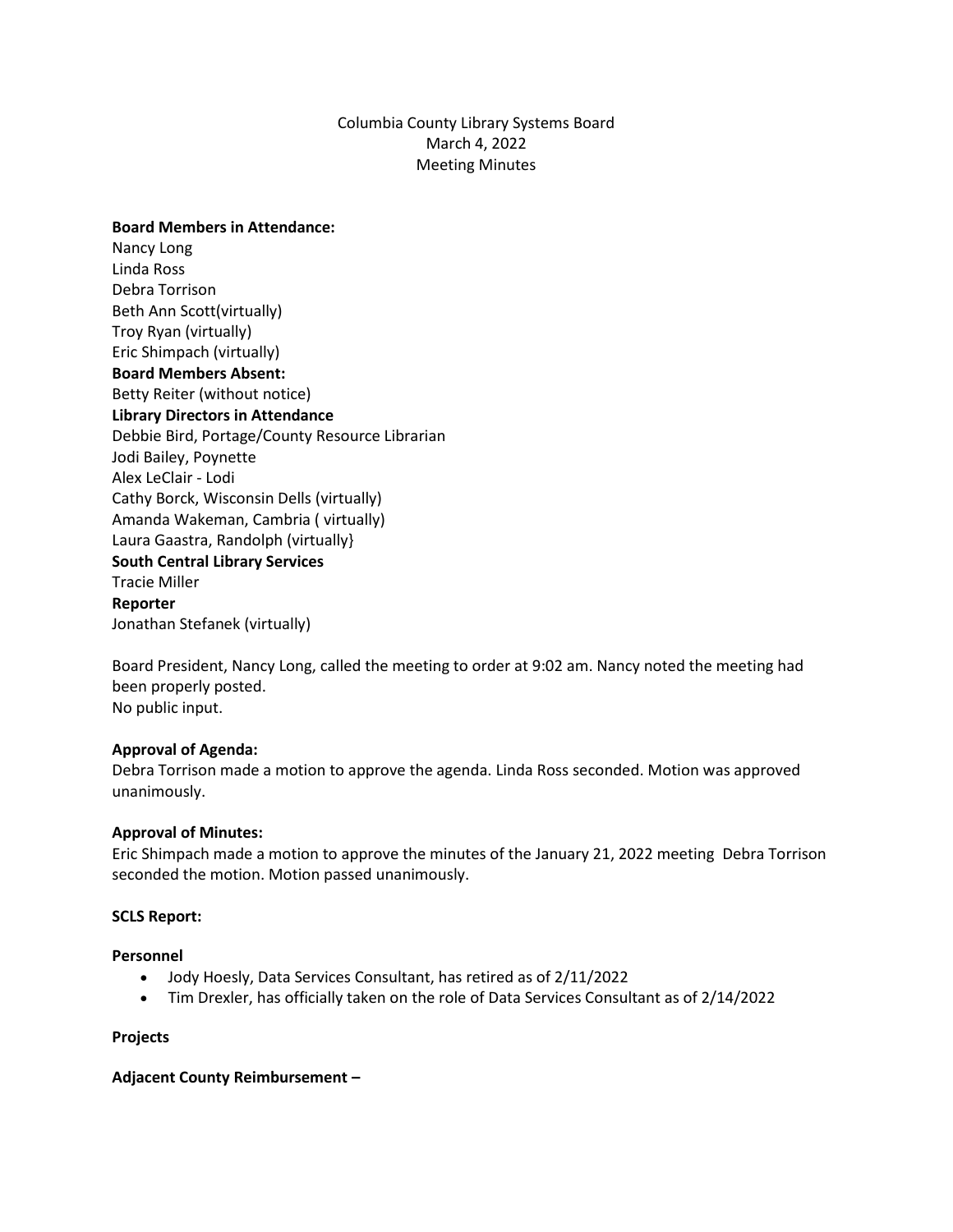Columbia County Library Systems Board  
March 4, 2022  
Meeting Minutes

**Board Members in Attendance:**  
Nancy Long  
Linda Ross  
Debra Torrison  
Beth Ann Scott(virtually)  
Troy Ryan (virtually)  
Eric Shimpach (virtually)  
**Board Members Absent:**  
Betty Reiter (without notice)  
**Library Directors in Attendance**  
Debbie Bird, Portage/County Resource Librarian  
Jodi Bailey, Poynette  
Alex LeClair - Lodi  
Cathy Borck, Wisconsin Dells (virtually)  
Amanda Wakeman, Cambria ( virtually)  
Laura Gaastra, Randolph (virtually}  
**South Central Library Services**  
Tracie Miller  
**Reporter**  
Jonathan Stefanek (virtually)

Board President, Nancy Long, called the meeting to order at 9:02 am. Nancy noted the meeting had been properly posted.  
No public input.

**Approval of Agenda:**  
Debra Torrison made a motion to approve the agenda. Linda Ross seconded. Motion was approved unanimously.

**Approval of Minutes:**  
Eric Shimpach made a motion to approve the minutes of the January 21, 2022 meeting Debra Torrison seconded the motion. Motion passed unanimously.

**SCLS Report:**

**Personnel**

- Jody Hoesly, Data Services Consultant, has retired as of 2/11/2022
- Tim Drexler, has officially taken on the role of Data Services Consultant as of 2/14/2022

**Projects**

**Adjacent County Reimbursement –**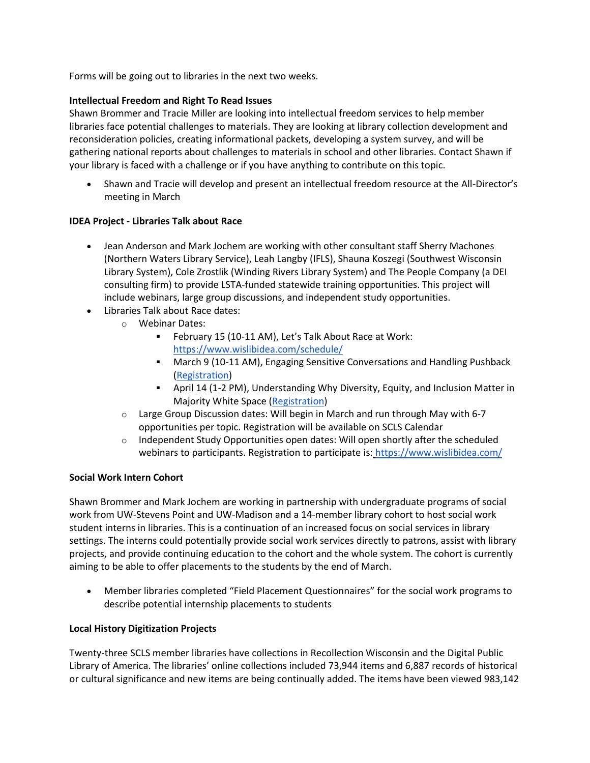Forms will be going out to libraries in the next two weeks.

**Intellectual Freedom and Right To Read Issues**

Shawn Brommer and Tracie Miller are looking into intellectual freedom services to help member libraries face potential challenges to materials. They are looking at library collection development and reconsideration policies, creating informational packets, developing a system survey, and will be gathering national reports about challenges to materials in school and other libraries. Contact Shawn if your library is faced with a challenge or if you have anything to contribute on this topic.

- Shawn and Tracie will develop and present an intellectual freedom resource at the All-Director's meeting in March

**IDEA Project - Libraries Talk about Race**

- Jean Anderson and Mark Jochem are working with other consultant staff Sherry Machones (Northern Waters Library Service), Leah Langby (IFLS), Shauna Koszegi (Southwest Wisconsin Library System), Cole Zrostlik (Winding Rivers Library System) and The People Company (a DEI consulting firm) to provide LSTA-funded statewide training opportunities. This project will include webinars, large group discussions, and independent study opportunities.
- Libraries Talk about Race dates:
  - Webinar Dates:
    - February 15 (10-11 AM), Let's Talk About Race at Work: https://www.wislibidea.com/schedule/
    - March 9 (10-11 AM), Engaging Sensitive Conversations and Handling Pushback (Registration)
    - April 14 (1-2 PM), Understanding Why Diversity, Equity, and Inclusion Matter in Majority White Space (Registration)
  - Large Group Discussion dates: Will begin in March and run through May with 6-7 opportunities per topic. Registration will be available on SCLS Calendar
  - Independent Study Opportunities open dates: Will open shortly after the scheduled webinars to participants. Registration to participate is: https://www.wislibidea.com/

**Social Work Intern Cohort**

Shawn Brommer and Mark Jochem are working in partnership with undergraduate programs of social work from UW-Stevens Point and UW-Madison and a 14-member library cohort to host social work student interns in libraries. This is a continuation of an increased focus on social services in library settings. The interns could potentially provide social work services directly to patrons, assist with library projects, and provide continuing education to the cohort and the whole system. The cohort is currently aiming to be able to offer placements to the students by the end of March.

- Member libraries completed "Field Placement Questionnaires" for the social work programs to describe potential internship placements to students

**Local History Digitization Projects**

Twenty-three SCLS member libraries have collections in Recollection Wisconsin and the Digital Public Library of America. The libraries' online collections included 73,944 items and 6,887 records of historical or cultural significance and new items are being continually added. The items have been viewed 983,142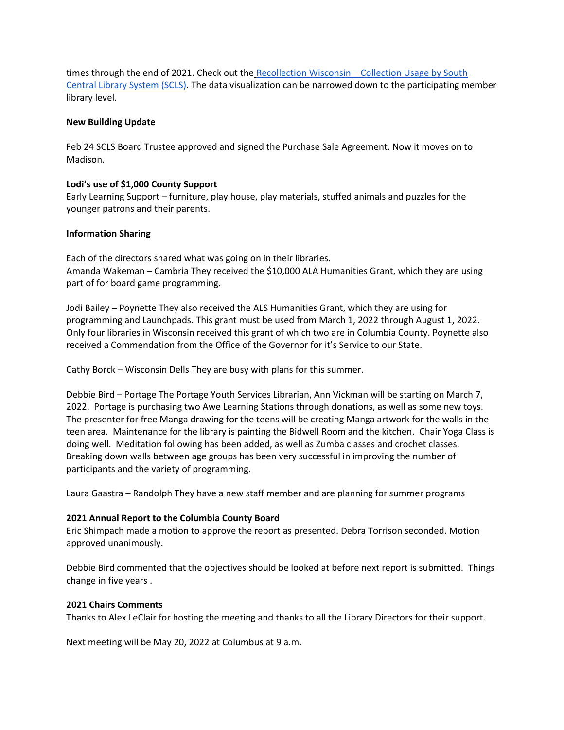times through the end of 2021. Check out the [Recollection Wisconsin – Collection Usage by South Central Library System (SCLS)](). The data visualization can be narrowed down to the participating member library level.

**New Building Update**

Feb 24 SCLS Board Trustee approved and signed the Purchase Sale Agreement. Now it moves on to Madison.

**Lodi's use of $1,000 County Support**
Early Learning Support – furniture, play house, play materials, stuffed animals and puzzles for the younger patrons and their parents.

**Information Sharing**

Each of the directors shared what was going on in their libraries.
Amanda Wakeman – Cambria They received the $10,000 ALA Humanities Grant, which they are using part of for board game programming.

Jodi Bailey – Poynette They also received the ALS Humanities Grant, which they are using for programming and Launchpads. This grant must be used from March 1, 2022 through August 1, 2022. Only four libraries in Wisconsin received this grant of which two are in Columbia County. Poynette also received a Commendation from the Office of the Governor for it's Service to our State.

Cathy Borck – Wisconsin Dells They are busy with plans for this summer.

Debbie Bird – Portage The Portage Youth Services Librarian, Ann Vickman will be starting on March 7, 2022. Portage is purchasing two Awe Learning Stations through donations, as well as some new toys. The presenter for free Manga drawing for the teens will be creating Manga artwork for the walls in the teen area. Maintenance for the library is painting the Bidwell Room and the kitchen. Chair Yoga Class is doing well. Meditation following has been added, as well as Zumba classes and crochet classes. Breaking down walls between age groups has been very successful in improving the number of participants and the variety of programming.

Laura Gaastra – Randolph They have a new staff member and are planning for summer programs

**2021 Annual Report to the Columbia County Board**
Eric Shimpach made a motion to approve the report as presented. Debra Torrison seconded. Motion approved unanimously.

Debbie Bird commented that the objectives should be looked at before next report is submitted. Things change in five years .

**2021 Chairs Comments**
Thanks to Alex LeClair for hosting the meeting and thanks to all the Library Directors for their support.

Next meeting will be May 20, 2022 at Columbus at 9 a.m.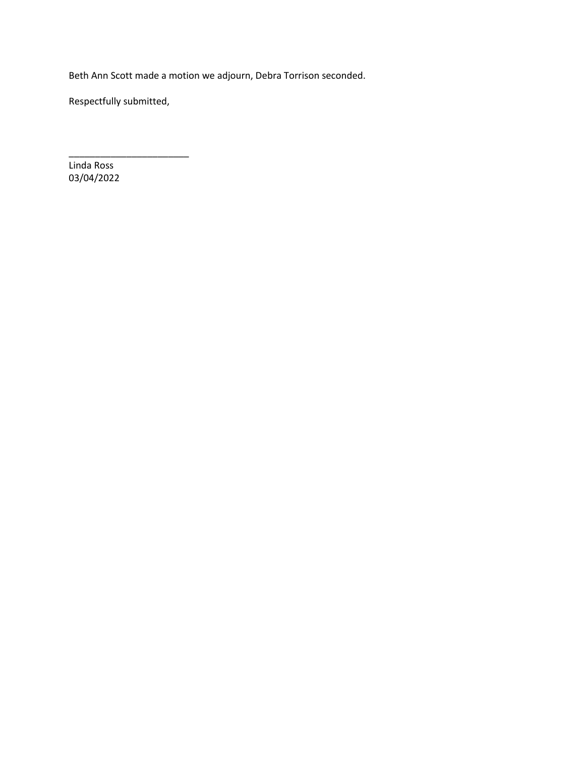Beth Ann Scott made a motion we adjourn, Debra Torrison seconded.

Respectfully submitted,

________________________

Linda Ross
03/04/2022